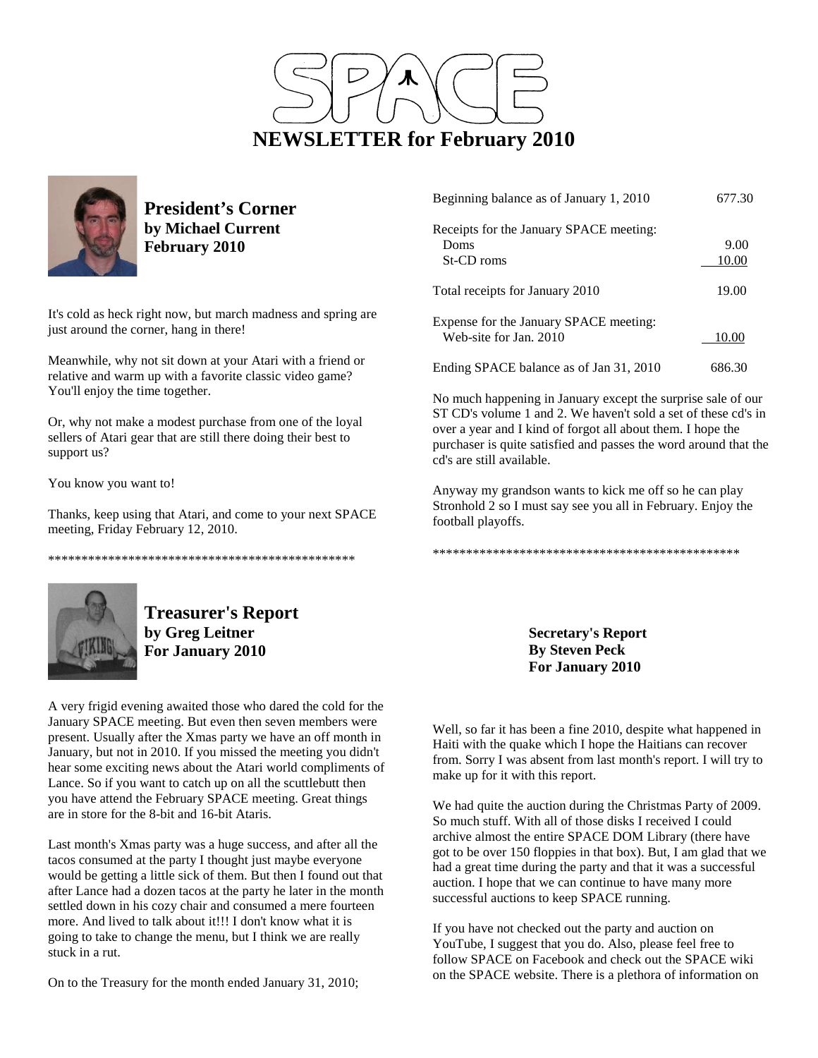# SPACE

# NEWSLETTER for February 2010

## President's Corner
**by Michael Current**
**February 2010**

It's cold as heck right now, but march madness and spring are just around the corner, hang in there!

Meanwhile, why not sit down at your Atari with a friend or relative and warm up with a favorite classic video game? You'll enjoy the time together.

Or, why not make a modest purchase from one of the loyal sellers of Atari gear that are still there doing their best to support us?

You know you want to!

Thanks, keep using that Atari, and come to your next SPACE meeting, Friday February 12, 2010.

\*\*\*\*\*\*\*\*\*\*\*\*\*\*\*\*\*\*\*\*\*\*\*\*\*\*\*\*\*\*\*\*\*\*\*\*\*\*\*\*\*\*\*\*\*\*\*\*

## Treasurer's Report
**by Greg Leitner**
**For January 2010**

A very frigid evening awaited those who dared the cold for the January SPACE meeting. But even then seven members were present. Usually after the Xmas party we have an off month in January, but not in 2010. If you missed the meeting you didn't hear some exciting news about the Atari world compliments of Lance. So if you want to catch up on all the scuttlebutt then you have attend the February SPACE meeting. Great things are in store for the 8-bit and 16-bit Ataris.

Last month's Xmas party was a huge success, and after all the tacos consumed at the party I thought just maybe everyone would be getting a little sick of them. But then I found out that after Lance had a dozen tacos at the party he later in the month settled down in his cozy chair and consumed a mere fourteen more. And lived to talk about it!!! I don't know what it is going to take to change the menu, but I think we are really stuck in a rut.

On to the Treasury for the month ended January 31, 2010;

| | |
|---|---|
| Beginning balance as of January 1, 2010 | 677.30 |
| Receipts for the January SPACE meeting: | |
| Doms | 9.00 |
| St-CD roms | 10.00 |
| Total receipts for January 2010 | 19.00 |
| Expense for the January SPACE meeting: | |
| Web-site for Jan. 2010 | 10.00 |
| Ending SPACE balance as of Jan 31, 2010 | 686.30 |

No much happening in January except the surprise sale of our ST CD's volume 1 and 2. We haven't sold a set of these cd's in over a year and I kind of forgot all about them. I hope the purchaser is quite satisfied and passes the word around that the cd's are still available.

Anyway my grandson wants to kick me off so he can play Stronhold 2 so I must say see you all in February. Enjoy the football playoffs.

\*\*\*\*\*\*\*\*\*\*\*\*\*\*\*\*\*\*\*\*\*\*\*\*\*\*\*\*\*\*\*\*\*\*\*\*\*\*\*\*\*\*\*\*\*\*\*\*

## Secretary's Report
**By Steven Peck**
**For January 2010**

Well, so far it has been a fine 2010, despite what happened in Haiti with the quake which I hope the Haitians can recover from. Sorry I was absent from last month's report. I will try to make up for it with this report.

We had quite the auction during the Christmas Party of 2009. So much stuff. With all of those disks I received I could archive almost the entire SPACE DOM Library (there have got to be over 150 floppies in that box). But, I am glad that we had a great time during the party and that it was a successful auction. I hope that we can continue to have many more successful auctions to keep SPACE running.

If you have not checked out the party and auction on YouTube, I suggest that you do. Also, please feel free to follow SPACE on Facebook and check out the SPACE wiki on the SPACE website. There is a plethora of information on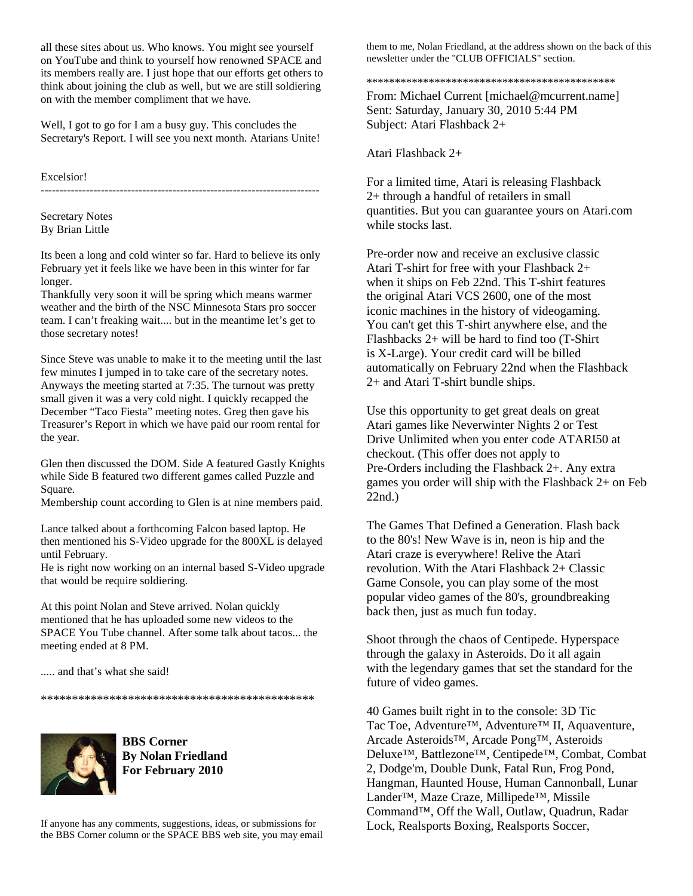all these sites about us. Who knows. You might see yourself on YouTube and think to yourself how renowned SPACE and its members really are. I just hope that our efforts get others to think about joining the club as well, but we are still soldiering on with the member compliment that we have.

Well, I got to go for I am a busy guy. This concludes the Secretary's Report. I will see you next month. Atarians Unite!

Excelsior!

---

Secretary Notes
By Brian Little

Its been a long and cold winter so far. Hard to believe its only February yet it feels like we have been in this winter for far longer.
Thankfully very soon it will be spring which means warmer weather and the birth of the NSC Minnesota Stars pro soccer team. I can't freaking wait.... but in the meantime let's get to those secretary notes!

Since Steve was unable to make it to the meeting until the last few minutes I jumped in to take care of the secretary notes. Anyways the meeting started at 7:35. The turnout was pretty small given it was a very cold night. I quickly recapped the December "Taco Fiesta" meeting notes. Greg then gave his Treasurer's Report in which we have paid our room rental for the year.

Glen then discussed the DOM. Side A featured Gastly Knights while Side B featured two different games called Puzzle and Square.
Membership count according to Glen is at nine members paid.

Lance talked about a forthcoming Falcon based laptop. He then mentioned his S-Video upgrade for the 800XL is delayed until February.
He is right now working on an internal based S-Video upgrade that would be require soldiering.

At this point Nolan and Steve arrived. Nolan quickly mentioned that he has uploaded some new videos to the SPACE You Tube channel. After some talk about tacos... the meeting ended at 8 PM.

..... and that's what she said!

*********************************************

**BBS Corner**
**By Nolan Friedland**
**For February 2010**

If anyone has any comments, suggestions, ideas, or submissions for the BBS Corner column or the SPACE BBS web site, you may email them to me, Nolan Friedland, at the address shown on the back of this newsletter under the "CLUB OFFICIALS" section.

*********************************************

From: Michael Current [michael@mcurrent.name]
Sent: Saturday, January 30, 2010 5:44 PM
Subject: Atari Flashback 2+

Atari Flashback 2+

For a limited time, Atari is releasing Flashback 2+ through a handful of retailers in small quantities. But you can guarantee yours on Atari.com while stocks last.

Pre-order now and receive an exclusive classic Atari T-shirt for free with your Flashback 2+ when it ships on Feb 22nd. This T-shirt features the original Atari VCS 2600, one of the most iconic machines in the history of videogaming. You can't get this T-shirt anywhere else, and the Flashbacks 2+ will be hard to find too (T-Shirt is X-Large). Your credit card will be billed automatically on February 22nd when the Flashback 2+ and Atari T-shirt bundle ships.

Use this opportunity to get great deals on great Atari games like Neverwinter Nights 2 or Test Drive Unlimited when you enter code ATARI50 at checkout. (This offer does not apply to Pre-Orders including the Flashback 2+. Any extra games you order will ship with the Flashback 2+ on Feb 22nd.)

The Games That Defined a Generation. Flash back to the 80's! New Wave is in, neon is hip and the Atari craze is everywhere! Relive the Atari revolution. With the Atari Flashback 2+ Classic Game Console, you can play some of the most popular video games of the 80's, groundbreaking back then, just as much fun today.

Shoot through the chaos of Centipede. Hyperspace through the galaxy in Asteroids. Do it all again with the legendary games that set the standard for the future of video games.

40 Games built right in to the console: 3D Tic Tac Toe, Adventure™, Adventure™ II, Aquaventure, Arcade Asteroids™, Arcade Pong™, Asteroids Deluxe™, Battlezone™, Centipede™, Combat, Combat 2, Dodge'm, Double Dunk, Fatal Run, Frog Pond, Hangman, Haunted House, Human Cannonball, Lunar Lander™, Maze Craze, Millipede™, Missile Command™, Off the Wall, Outlaw, Quadrun, Radar Lock, Realsports Boxing, Realsports Soccer,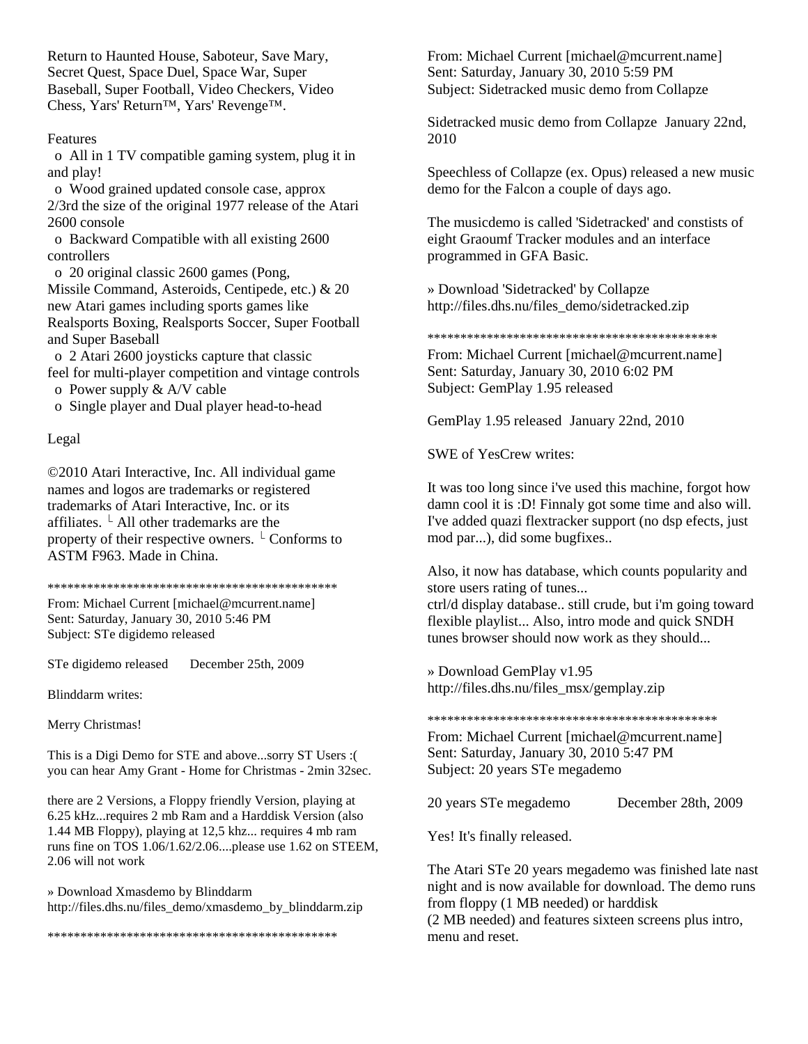Return to Haunted House, Saboteur, Save Mary, Secret Quest, Space Duel, Space War, Super Baseball, Super Football, Video Checkers, Video Chess, Yars' Return™, Yars' Revenge™.

Features

- o All in 1 TV compatible gaming system, plug it in and play!
- o Wood grained updated console case, approx 2/3rd the size of the original 1977 release of the Atari 2600 console
- o Backward Compatible with all existing 2600 controllers
- o 20 original classic 2600 games (Pong, Missile Command, Asteroids, Centipede, etc.) & 20 new Atari games including sports games like Realsports Boxing, Realsports Soccer, Super Football and Super Baseball
- o 2 Atari 2600 joysticks capture that classic feel for multi-player competition and vintage controls
- o Power supply & A/V cable
- o Single player and Dual player head-to-head

Legal

©2010 Atari Interactive, Inc. All individual game names and logos are trademarks or registered trademarks of Atari Interactive, Inc. or its affiliates. └ All other trademarks are the property of their respective owners. └ Conforms to ASTM F963. Made in China.

********************************************

From: Michael Current [michael@mcurrent.name]
Sent: Saturday, January 30, 2010 5:46 PM
Subject: STe digidemo released

STe digidemo released December 25th, 2009

Blinddarm writes:

Merry Christmas!

This is a Digi Demo for STE and above...sorry ST Users :( you can hear Amy Grant - Home for Christmas - 2min 32sec.

there are 2 Versions, a Floppy friendly Version, playing at 6.25 kHz...requires 2 mb Ram and a Harddisk Version (also 1.44 MB Floppy), playing at 12,5 khz... requires 4 mb ram runs fine on TOS 1.06/1.62/2.06....please use 1.62 on STEEM, 2.06 will not work

» Download Xmasdemo by Blinddarm
http://files.dhs.nu/files_demo/xmasdemo_by_blinddarm.zip

********************************************

From: Michael Current [michael@mcurrent.name]
Sent: Saturday, January 30, 2010 5:59 PM
Subject: Sidetracked music demo from Collapze

Sidetracked music demo from Collapze January 22nd, 2010

Speechless of Collapze (ex. Opus) released a new music demo for the Falcon a couple of days ago.

The musicdemo is called 'Sidetracked' and constists of eight Graoumf Tracker modules and an interface programmed in GFA Basic.

» Download 'Sidetracked' by Collapze
http://files.dhs.nu/files_demo/sidetracked.zip

********************************************

From: Michael Current [michael@mcurrent.name]
Sent: Saturday, January 30, 2010 6:02 PM
Subject: GemPlay 1.95 released

GemPlay 1.95 released January 22nd, 2010

SWE of YesCrew writes:

It was too long since i've used this machine, forgot how damn cool it is :D! Finnaly got some time and also will. I've added quazi flextracker support (no dsp efects, just mod par...), did some bugfixes..

Also, it now has database, which counts popularity and store users rating of tunes...
ctrl/d display database.. still crude, but i'm going toward flexible playlist... Also, intro mode and quick SNDH tunes browser should now work as they should...

» Download GemPlay v1.95
http://files.dhs.nu/files_msx/gemplay.zip

********************************************

From: Michael Current [michael@mcurrent.name]
Sent: Saturday, January 30, 2010 5:47 PM
Subject: 20 years STe megademo

20 years STe megademo December 28th, 2009

Yes! It's finally released.

The Atari STe 20 years megademo was finished late nast night and is now available for download. The demo runs from floppy (1 MB needed) or harddisk
(2 MB needed) and features sixteen screens plus intro, menu and reset.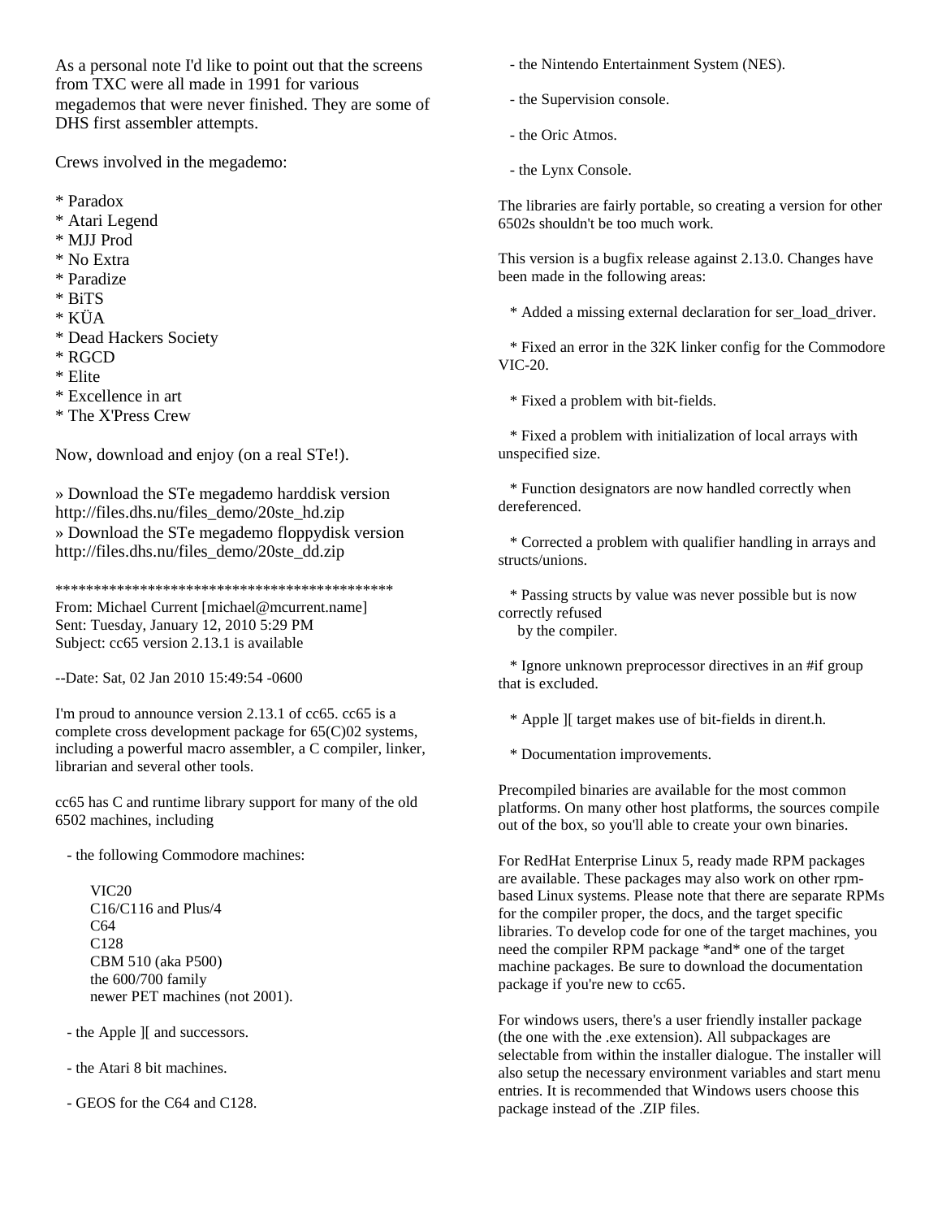As a personal note I'd like to point out that the screens from TXC were all made in 1991 for various megademos that were never finished. They are some of DHS first assembler attempts.

Crews involved in the megademo:

* Paradox
* Atari Legend
* MJJ Prod
* No Extra
* Paradize
* BiTS
* KÜA
* Dead Hackers Society
* RGCD
* Elite
* Excellence in art
* The X'Press Crew

Now, download and enjoy (on a real STe!).

» Download the STe megademo harddisk version
http://files.dhs.nu/files_demo/20ste_hd.zip
» Download the STe megademo floppydisk version
http://files.dhs.nu/files_demo/20ste_dd.zip

*********************************************
From: Michael Current [michael@mcurrent.name]
Sent: Tuesday, January 12, 2010 5:29 PM
Subject: cc65 version 2.13.1 is available

--Date: Sat, 02 Jan 2010 15:49:54 -0600

I'm proud to announce version 2.13.1 of cc65. cc65 is a complete cross development package for 65(C)02 systems, including a powerful macro assembler, a C compiler, linker, librarian and several other tools.

cc65 has C and runtime library support for many of the old 6502 machines, including

- the following Commodore machines:

  VIC20
  C16/C116 and Plus/4
  C64
  C128
  CBM 510 (aka P500)
  the 600/700 family
  newer PET machines (not 2001).

- the Apple ][ and successors.

- the Atari 8 bit machines.

- GEOS for the C64 and C128.

- the Nintendo Entertainment System (NES).

- the Supervision console.

- the Oric Atmos.

- the Lynx Console.

The libraries are fairly portable, so creating a version for other 6502s shouldn't be too much work.

This version is a bugfix release against 2.13.0. Changes have been made in the following areas:

* Added a missing external declaration for ser_load_driver.

* Fixed an error in the 32K linker config for the Commodore VIC-20.

* Fixed a problem with bit-fields.

* Fixed a problem with initialization of local arrays with unspecified size.

* Function designators are now handled correctly when dereferenced.

* Corrected a problem with qualifier handling in arrays and structs/unions.

* Passing structs by value was never possible but is now correctly refused by the compiler.

* Ignore unknown preprocessor directives in an #if group that is excluded.

* Apple ][ target makes use of bit-fields in dirent.h.

* Documentation improvements.

Precompiled binaries are available for the most common platforms. On many other host platforms, the sources compile out of the box, so you'll able to create your own binaries.

For RedHat Enterprise Linux 5, ready made RPM packages are available. These packages may also work on other rpm-based Linux systems. Please note that there are separate RPMs for the compiler proper, the docs, and the target specific libraries. To develop code for one of the target machines, you need the compiler RPM package *and* one of the target machine packages. Be sure to download the documentation package if you're new to cc65.

For windows users, there's a user friendly installer package (the one with the .exe extension). All subpackages are selectable from within the installer dialogue. The installer will also setup the necessary environment variables and start menu entries. It is recommended that Windows users choose this package instead of the .ZIP files.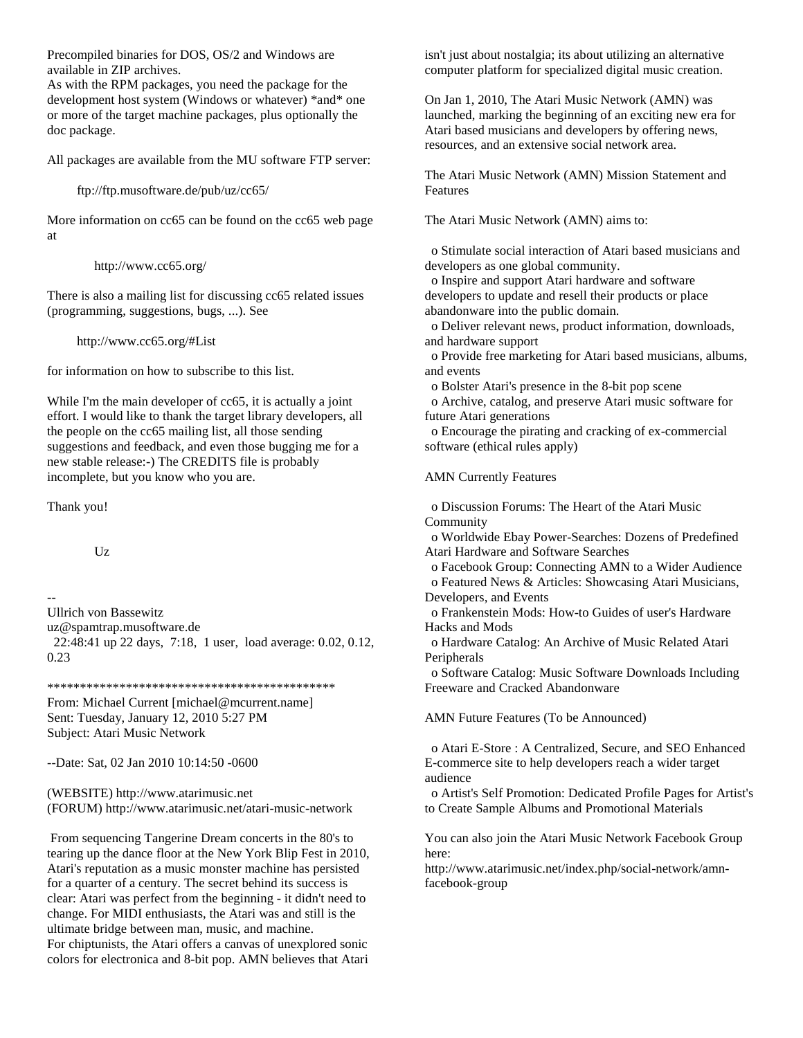Precompiled binaries for DOS, OS/2 and Windows are available in ZIP archives.
As with the RPM packages, you need the package for the development host system (Windows or whatever) *and* one or more of the target machine packages, plus optionally the doc package.

All packages are available from the MU software FTP server:

ftp://ftp.musoftware.de/pub/uz/cc65/

More information on cc65 can be found on the cc65 web page at

http://www.cc65.org/

There is also a mailing list for discussing cc65 related issues (programming, suggestions, bugs, ...). See

http://www.cc65.org/#List

for information on how to subscribe to this list.

While I'm the main developer of cc65, it is actually a joint effort. I would like to thank the target library developers, all the people on the cc65 mailing list, all those sending suggestions and feedback, and even those bugging me for a new stable release:-) The CREDITS file is probably incomplete, but you know who you are.

Thank you!

Uz

--
Ullrich von Bassewitz
uz@spamtrap.musoftware.de
22:48:41 up 22 days, 7:18, 1 user, load average: 0.02, 0.12, 0.23

**********************************************

From: Michael Current [michael@mcurrent.name]
Sent: Tuesday, January 12, 2010 5:27 PM
Subject: Atari Music Network

--Date: Sat, 02 Jan 2010 10:14:50 -0600

(WEBSITE) http://www.atarimusic.net
(FORUM) http://www.atarimusic.net/atari-music-network

From sequencing Tangerine Dream concerts in the 80's to tearing up the dance floor at the New York Blip Fest in 2010, Atari's reputation as a music monster machine has persisted for a quarter of a century. The secret behind its success is clear: Atari was perfect from the beginning - it didn't need to change. For MIDI enthusiasts, the Atari was and still is the ultimate bridge between man, music, and machine.
For chiptunists, the Atari offers a canvas of unexplored sonic colors for electronica and 8-bit pop. AMN believes that Atari isn't just about nostalgia; its about utilizing an alternative computer platform for specialized digital music creation.

On Jan 1, 2010, The Atari Music Network (AMN) was launched, marking the beginning of an exciting new era for Atari based musicians and developers by offering news, resources, and an extensive social network area.

The Atari Music Network (AMN) Mission Statement and Features

The Atari Music Network (AMN) aims to:

o Stimulate social interaction of Atari based musicians and developers as one global community.
o Inspire and support Atari hardware and software developers to update and resell their products or place abandonware into the public domain.
o Deliver relevant news, product information, downloads, and hardware support
o Provide free marketing for Atari based musicians, albums, and events
o Bolster Atari's presence in the 8-bit pop scene
o Archive, catalog, and preserve Atari music software for future Atari generations
o Encourage the pirating and cracking of ex-commercial software (ethical rules apply)

AMN Currently Features

o Discussion Forums: The Heart of the Atari Music Community
o Worldwide Ebay Power-Searches: Dozens of Predefined Atari Hardware and Software Searches
o Facebook Group: Connecting AMN to a Wider Audience
o Featured News & Articles: Showcasing Atari Musicians, Developers, and Events
o Frankenstein Mods: How-to Guides of user's Hardware Hacks and Mods
o Hardware Catalog: An Archive of Music Related Atari Peripherals
o Software Catalog: Music Software Downloads Including Freeware and Cracked Abandonware

AMN Future Features (To be Announced)

o Atari E-Store : A Centralized, Secure, and SEO Enhanced E-commerce site to help developers reach a wider target audience
o Artist's Self Promotion: Dedicated Profile Pages for Artist's to Create Sample Albums and Promotional Materials

You can also join the Atari Music Network Facebook Group here:
http://www.atarimusic.net/index.php/social-network/amn-facebook-group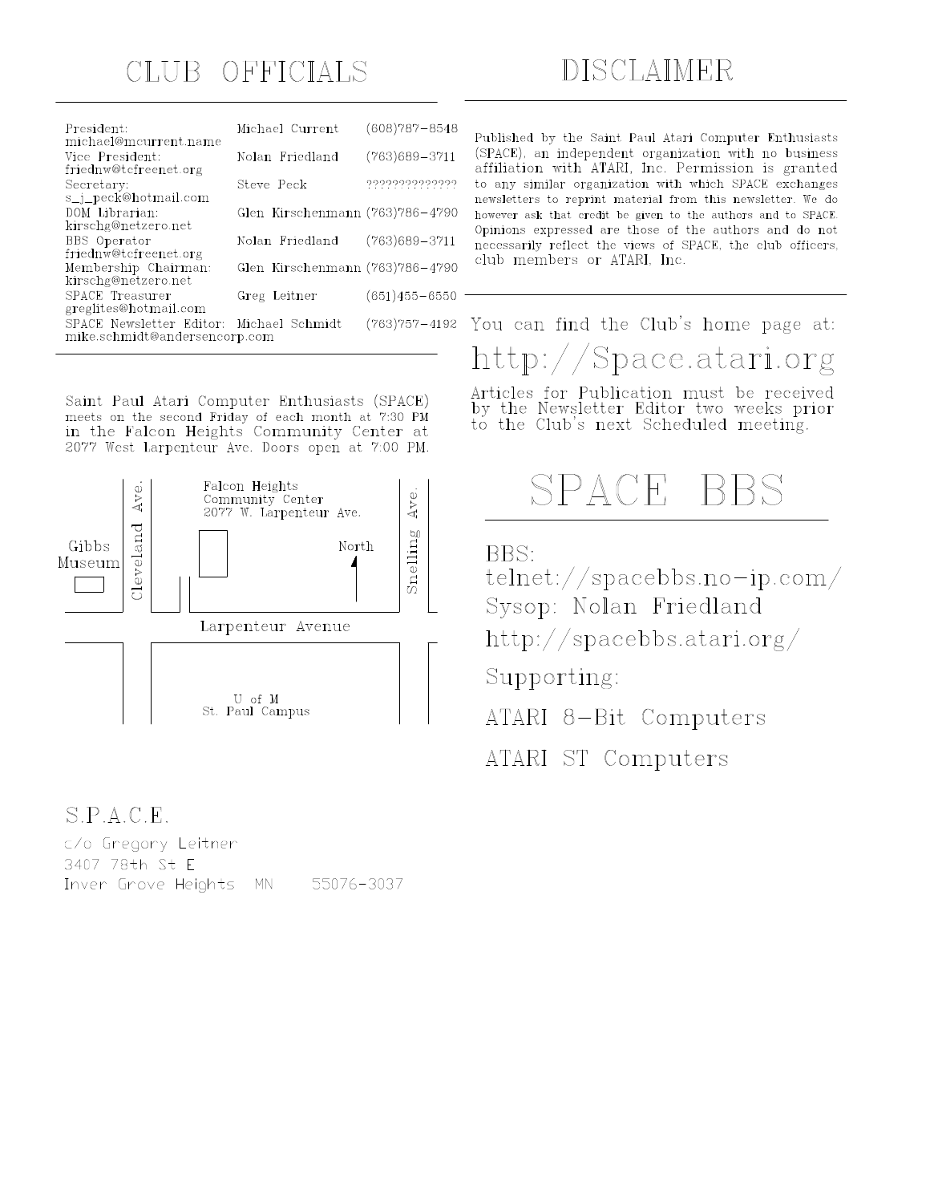# CLUB OFFICIALS

| | | |
|---|---|---|
| President: michael@mcurrent.name | Michael Current | (608)787-8548 |
| Vice President: friednw@tcfreenet.org | Nolan Friedland | (763)689-3711 |
| Secretary: s_j_peck@hotmail.com | Steve Peck | ?????????????? |
| DOM Librarian: kirschg@netzero.net | Glen Kirschenmann | (763)786-4790 |
| BBS Operator friednw@tcfreenet.org | Nolan Friedland | (763)689-3711 |
| Membership Chairman: kirschg@netzero.net | Glen Kirschenmann | (763)786-4790 |
| SPACE Treasurer greglites@hotmail.com | Greg Leitner | (651)455-6550 |
| SPACE Newsletter Editor: mike.schmidt@andersencorp.com | Michael Schmidt | (763)757-4192 |

Saint Paul Atari Computer Enthusiasts (SPACE) meets on the second Friday of each month at 7:30 PM in the Falcon Heights Community Center at 2077 West Larpenteur Ave. Doors open at 7:00 PM.

Falcon Heights Community Center 2077 W. Larpenteur Ave.
Gibbs Museum
Cleveland Ave.
Snelling Ave.
North
Larpenteur Avenue
U of M St. Paul Campus

# DISCLAIMER

Published by the Saint Paul Atari Computer Enthusiasts (SPACE), an independent organization with no business affiliation with ATARI, Inc. Permission is granted to any similar organization with which SPACE exchanges newsletters to reprint material from this newsletter. We do however ask that credit be given to the authors and to SPACE. Opinions expressed are those of the authors and do not necessarily reflect the views of SPACE, the club officers, club members or ATARI, Inc.

You can find the Club's home page at:

http://Space.atari.org

Articles for Publication must be received by the Newsletter Editor two weeks prior to the Club's next Scheduled meeting.

# SPACE BBS

BBS:
telnet://spacebbs.no-ip.com/
Sysop: Nolan Friedland
http://spacebbs.atari.org/

Supporting:

ATARI 8-Bit Computers

ATARI ST Computers

S.P.A.C.E.
c/o Gregory Leitner
3407 78th St E
Inver Grove Heights MN 55076-3037